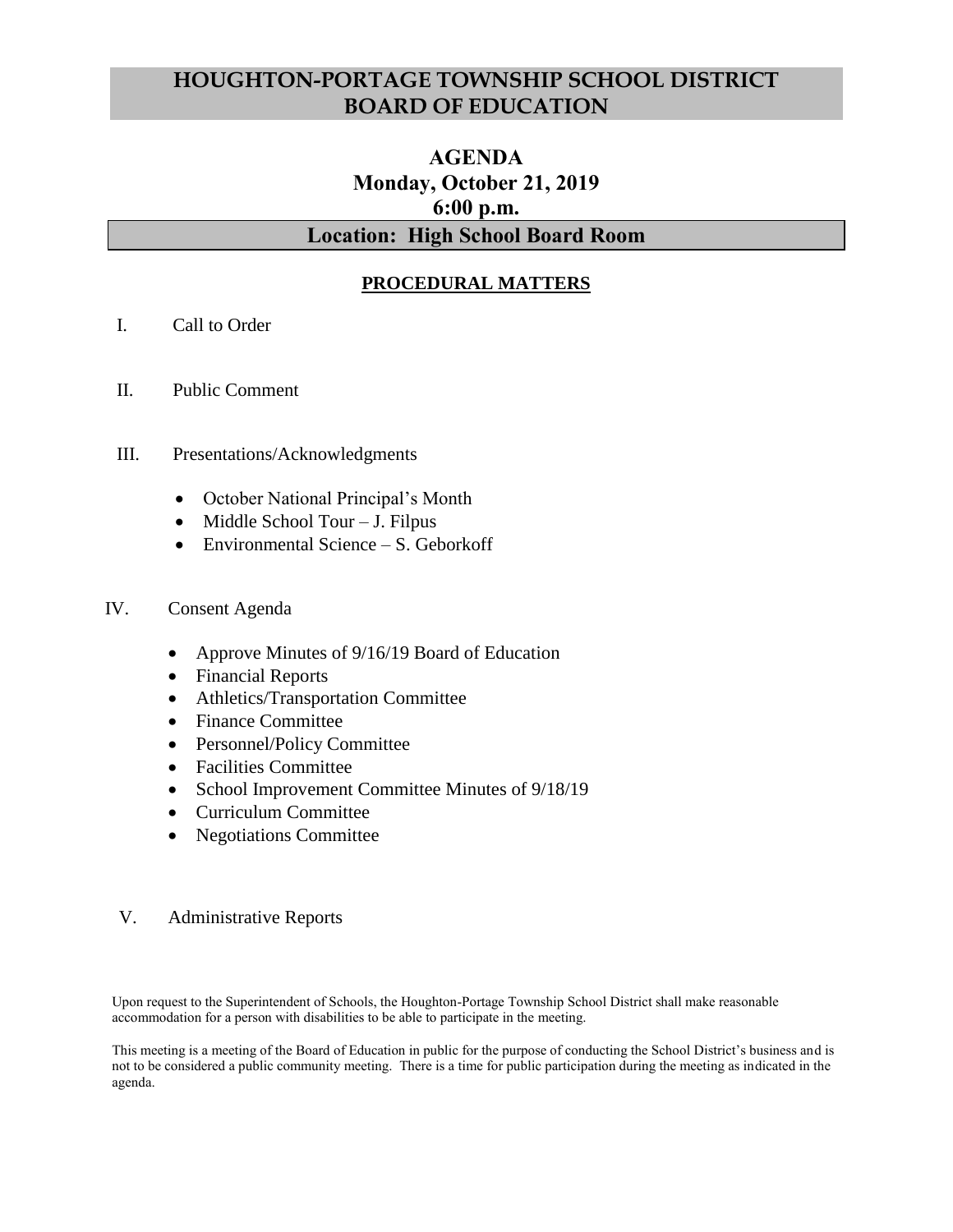# HOUGHTON-PORTAGE TOWNSHIP SCHOOL DISTRICT BOARD OF EDUCATION

## AGENDA
## Monday, October 21, 2019
## 6:00 p.m.

## Location: High School Board Room

### PROCEDURAL MATTERS

I. Call to Order

II. Public Comment

III. Presentations/Acknowledgments

- October National Principal's Month
- Middle School Tour – J. Filpus
- Environmental Science – S. Geborkoff

IV. Consent Agenda

- Approve Minutes of 9/16/19 Board of Education
- Financial Reports
- Athletics/Transportation Committee
- Finance Committee
- Personnel/Policy Committee
- Facilities Committee
- School Improvement Committee Minutes of 9/18/19
- Curriculum Committee
- Negotiations Committee

V. Administrative Reports

Upon request to the Superintendent of Schools, the Houghton-Portage Township School District shall make reasonable accommodation for a person with disabilities to be able to participate in the meeting.

This meeting is a meeting of the Board of Education in public for the purpose of conducting the School District's business and is not to be considered a public community meeting. There is a time for public participation during the meeting as indicated in the agenda.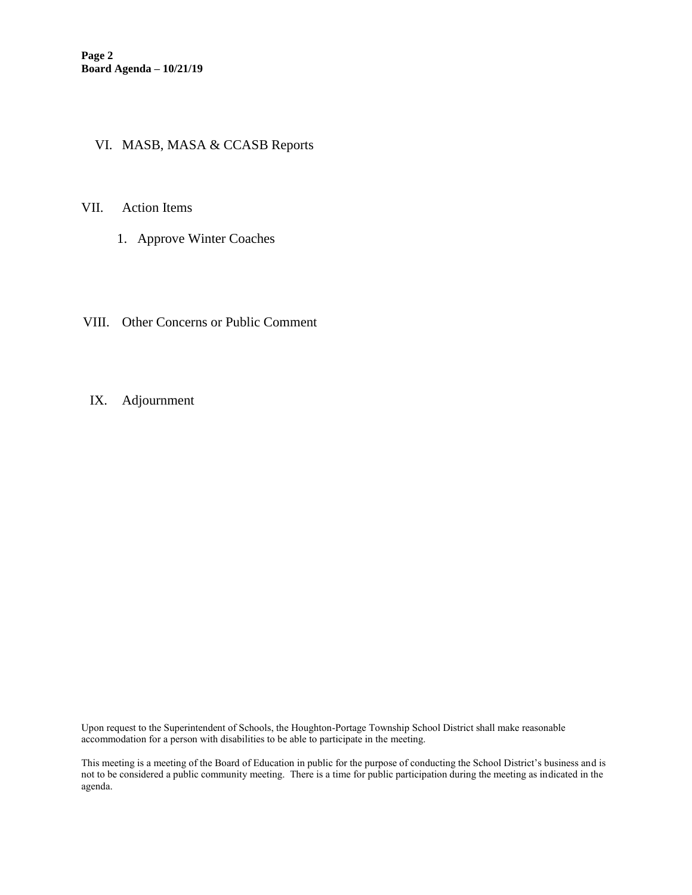VI. MASB, MASA & CCASB Reports

VII. Action Items

1. Approve Winter Coaches

VIII. Other Concerns or Public Comment

IX. Adjournment

Upon request to the Superintendent of Schools, the Houghton-Portage Township School District shall make reasonable accommodation for a person with disabilities to be able to participate in the meeting.

This meeting is a meeting of the Board of Education in public for the purpose of conducting the School District's business and is not to be considered a public community meeting. There is a time for public participation during the meeting as indicated in the agenda.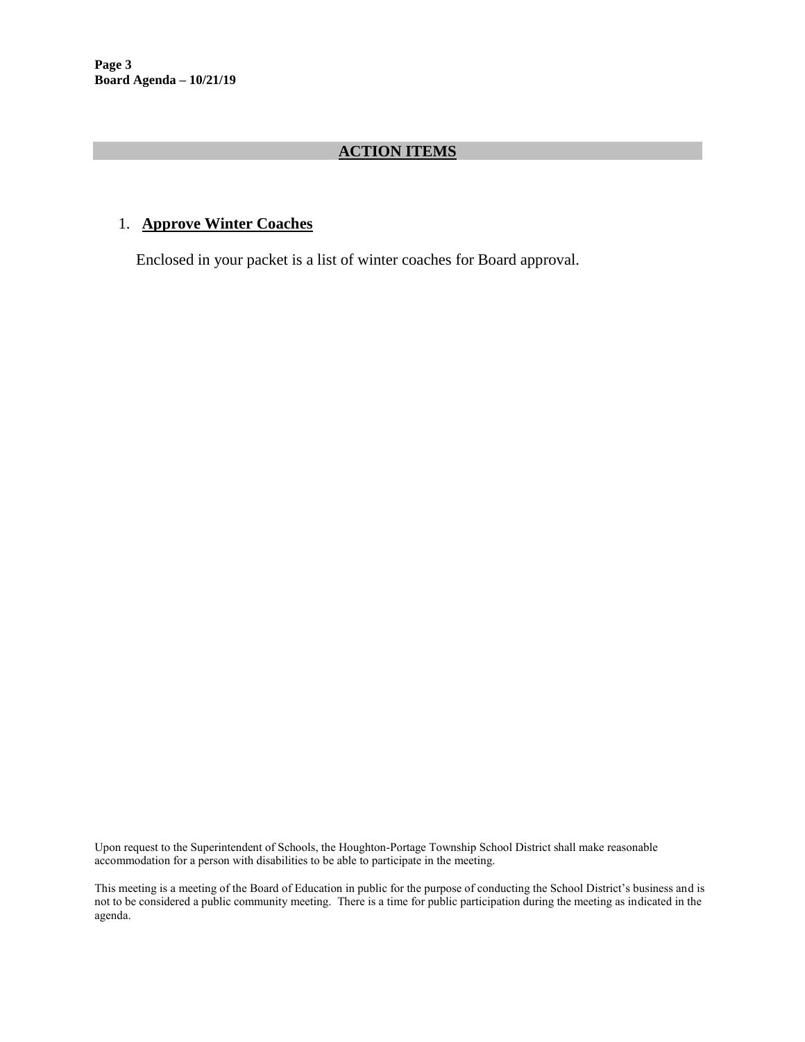## ACTION ITEMS

1. **Approve Winter Coaches**

   Enclosed in your packet is a list of winter coaches for Board approval.

Upon request to the Superintendent of Schools, the Houghton-Portage Township School District shall make reasonable accommodation for a person with disabilities to be able to participate in the meeting.

This meeting is a meeting of the Board of Education in public for the purpose of conducting the School District's business and is not to be considered a public community meeting. There is a time for public participation during the meeting as indicated in the agenda.